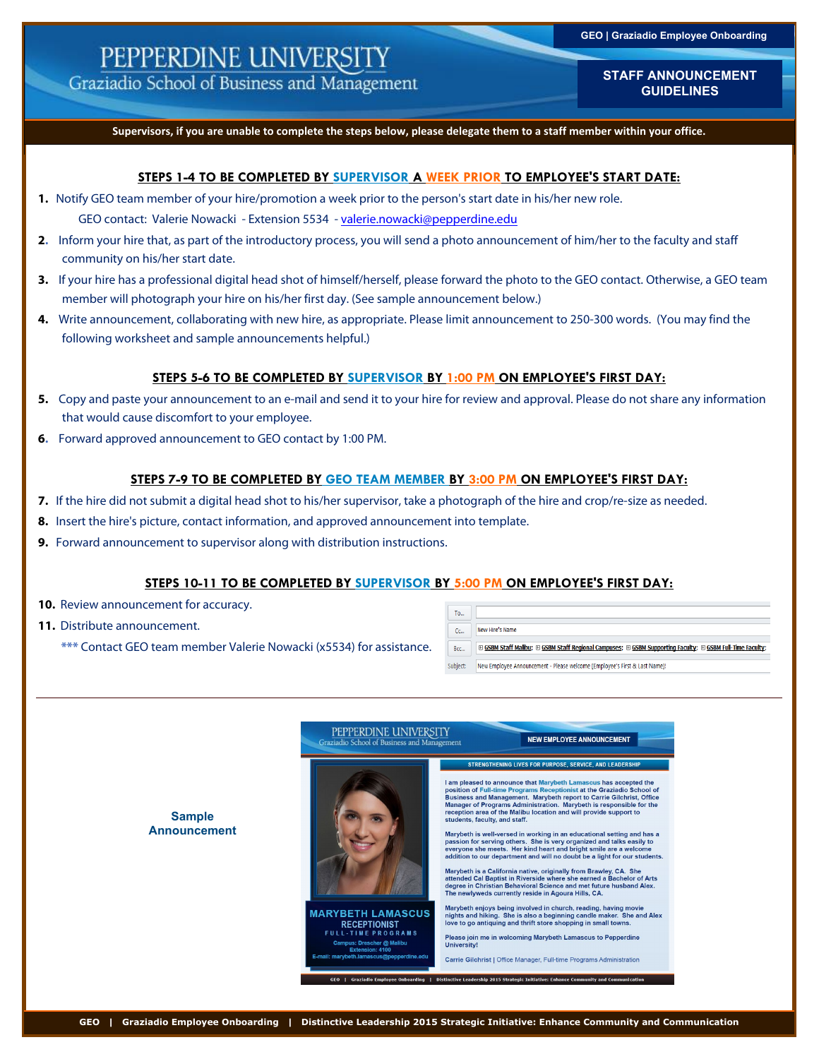# PEPPERDINE UNIVERSITY
Graziadio School of Business and Management

GEO | Graziadio Employee Onboarding

## STAFF ANNOUNCEMENT GUIDELINES

**Supervisors, if you are unable to complete the steps below, please delegate them to a staff member within your office.**

### STEPS 1-4 TO BE COMPLETED BY SUPERVISOR A WEEK PRIOR TO EMPLOYEE'S START DATE:

1. Notify GEO team member of your hire/promotion a week prior to the person's start date in his/her new role.
   GEO contact: Valerie Nowacki - Extension 5534 - valerie.nowacki@pepperdine.edu
2. Inform your hire that, as part of the introductory process, you will send a photo announcement of him/her to the faculty and staff community on his/her start date.
3. If your hire has a professional digital head shot of himself/herself, please forward the photo to the GEO contact. Otherwise, a GEO team member will photograph your hire on his/her first day. (See sample announcement below.)
4. Write announcement, collaborating with new hire, as appropriate. Please limit announcement to 250-300 words. (You may find the following worksheet and sample announcements helpful.)

### STEPS 5-6 TO BE COMPLETED BY SUPERVISOR BY 1:00 PM ON EMPLOYEE'S FIRST DAY:

5. Copy and paste your announcement to an e-mail and send it to your hire for review and approval. Please do not share any information that would cause discomfort to your employee.
6. Forward approved announcement to GEO contact by 1:00 PM.

### STEPS 7-9 TO BE COMPLETED BY GEO TEAM MEMBER BY 3:00 PM ON EMPLOYEE'S FIRST DAY:

7. If the hire did not submit a digital head shot to his/her supervisor, take a photograph of the hire and crop/re-size as needed.
8. Insert the hire's picture, contact information, and approved announcement into template.
9. Forward announcement to supervisor along with distribution instructions.

### STEPS 10-11 TO BE COMPLETED BY SUPERVISOR BY 5:00 PM ON EMPLOYEE'S FIRST DAY:

10. Review announcement for accuracy.
11. Distribute announcement.

*** Contact GEO team member Valerie Nowacki (x5534) for assistance.

| | |
|---|---|
| To... | |
| Cc... | New Hire's Name |
| Bcc... | ⊞ GSBM Staff Malibu; ⊞ GSBM Staff Regional Campuses; ⊞ GSBM Supporting Faculty; ⊞ GSBM Full-Time Faculty; |
| Subject: | New Employee Announcement - Please welcome [Employee's First & Last Name]! |

**Sample Announcement**

PEPPERDINE UNIVERSITY
Graziadio School of Business and Management

NEW EMPLOYEE ANNOUNCEMENT

STRENGTHENING LIVES FOR PURPOSE, SERVICE, AND LEADERSHIP

I am pleased to announce that Marybeth Lamascus has accepted the position of Full-time Programs Receptionist at the Graziadio School of Business and Management. Marybeth report to Carrie Gilchrist, Office Manager of Programs Administration. Marybeth is responsible for the reception area of the Malibu location and will provide support to students, faculty, and staff.

Marybeth is well-versed in working in an educational setting and has a passion for serving others. She is very organized and talks easily to everyone she meets. Her kind heart and bright smile are a welcome addition to our department and will no doubt be a light for our students.

Marybeth is a California native, originally from Brawley, CA. She attended Cal Baptist in Riverside where she earned a Bachelor of Arts degree in Christian Behavioral Science and met future husband Alex. The newlyweds currently reside in Agoura Hills, CA.

Marybeth enjoys being involved in church, reading, having movie nights and hiking. She is also a beginning candle maker. She and Alex love to go antiquing and thrift store shopping in small towns.

Please join me in welcoming Marybeth Lamascus to Pepperdine University!

Carrie Gilchrist | Office Manager, Full-time Programs Administration

**MARYBETH LAMASCUS**
RECEPTIONIST
FULL-TIME PROGRAMS
Campus: Drescher @ Malibu
Extension: 4100
E-mail: marybeth.lamascus@pepperdine.edu

GEO | Graziadio Employee Onboarding | Distinctive Leadership 2015 Strategic Initiative: Enhance Community and Communication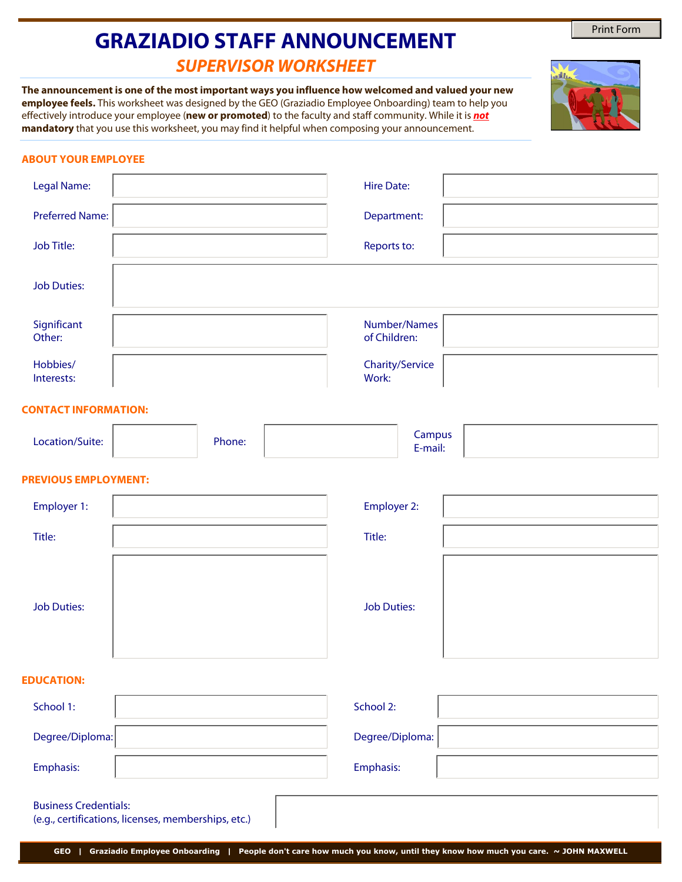# GRAZIADIO STAFF ANNOUNCEMENT

## *SUPERVISOR WORKSHEET*

**The announcement is one of the most important ways you influence how welcomed and valued your new employee feels.** This worksheet was designed by the GEO (Graziadio Employee Onboarding) team to help you effectively introduce your employee (**new or promoted**) to the faculty and staff community. While it is ***not*** **mandatory** that you use this worksheet, you may find it helpful when composing your announcement.

### ABOUT YOUR EMPLOYEE

| | | | |
|---|---|---|---|
| Legal Name: | | Hire Date: | |
| Preferred Name: | | Department: | |
| Job Title: | | Reports to: | |
| Job Duties: | | | |
| Significant Other: | | Number/Names of Children: | |
| Hobbies/ Interests: | | Charity/Service Work: | |

### CONTACT INFORMATION:

| | | | | | |
|---|---|---|---|---|---|
| Location/Suite: | | Phone: | | Campus E-mail: | |

### PREVIOUS EMPLOYMENT:

| | | | |
|---|---|---|---|
| Employer 1: | | Employer 2: | |
| Title: | | Title: | |
| Job Duties: | | Job Duties: | |

### EDUCATION:

| | | | |
|---|---|---|---|
| School 1: | | School 2: | |
| Degree/Diploma: | | Degree/Diploma: | |
| Emphasis: | | Emphasis: | |

Business Credentials:
(e.g., certifications, licenses, memberships, etc.)

GEO | Graziadio Employee Onboarding | People don't care how much you know, until they know how much you care. ~ JOHN MAXWELL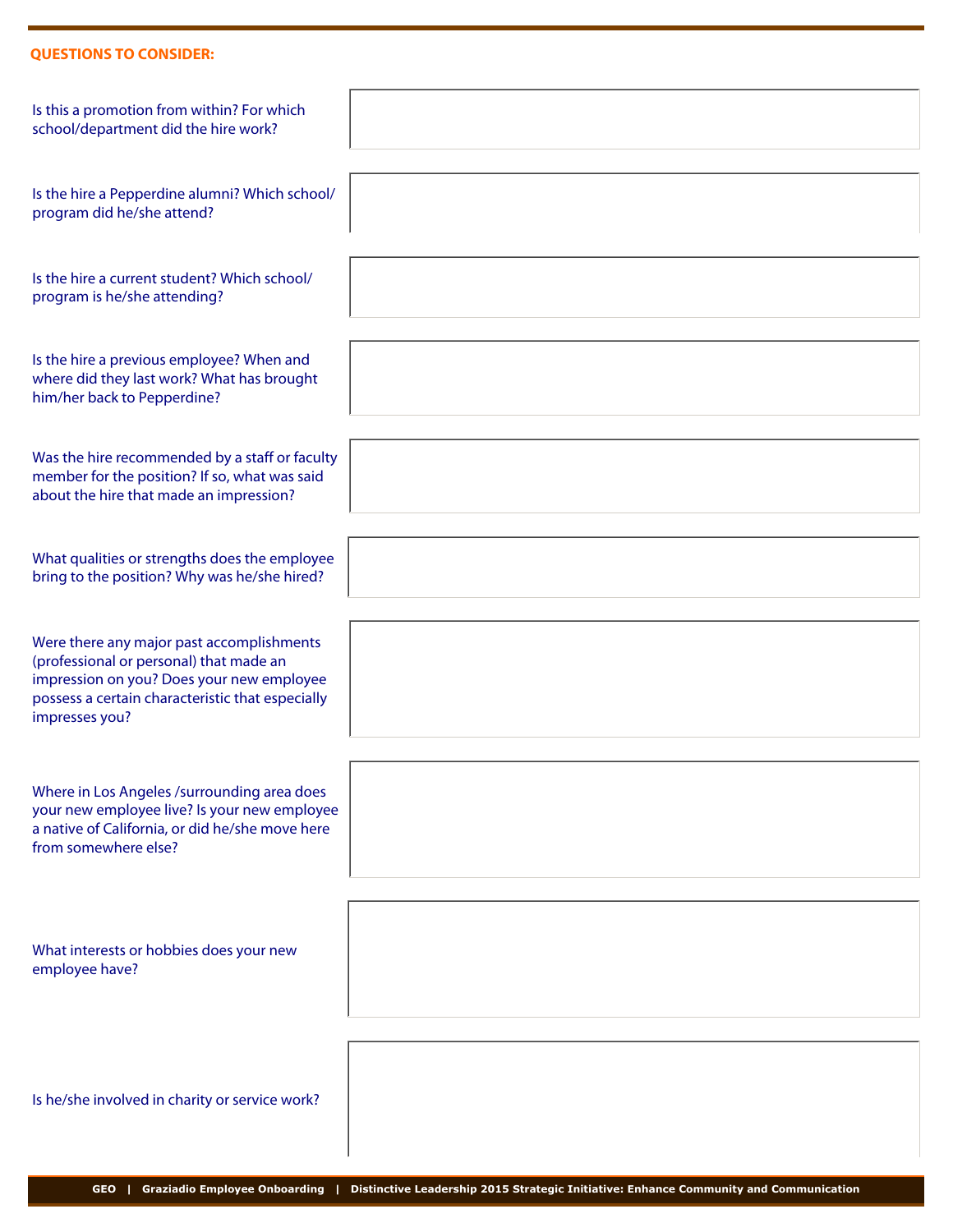**QUESTIONS TO CONSIDER:**

| Question | Response |
|---|---|
| Is this a promotion from within? For which school/department did the hire work? | |
| Is the hire a Pepperdine alumni? Which school/ program did he/she attend? | |
| Is the hire a current student? Which school/ program is he/she attending? | |
| Is the hire a previous employee? When and where did they last work? What has brought him/her back to Pepperdine? | |
| Was the hire recommended by a staff or faculty member for the position? If so, what was said about the hire that made an impression? | |
| What qualities or strengths does the employee bring to the position? Why was he/she hired? | |
| Were there any major past accomplishments (professional or personal) that made an impression on you? Does your new employee possess a certain characteristic that especially impresses you? | |
| Where in Los Angeles /surrounding area does your new employee live? Is your new employee a native of California, or did he/she move here from somewhere else? | |
| What interests or hobbies does your new employee have? | |
| Is he/she involved in charity or service work? | |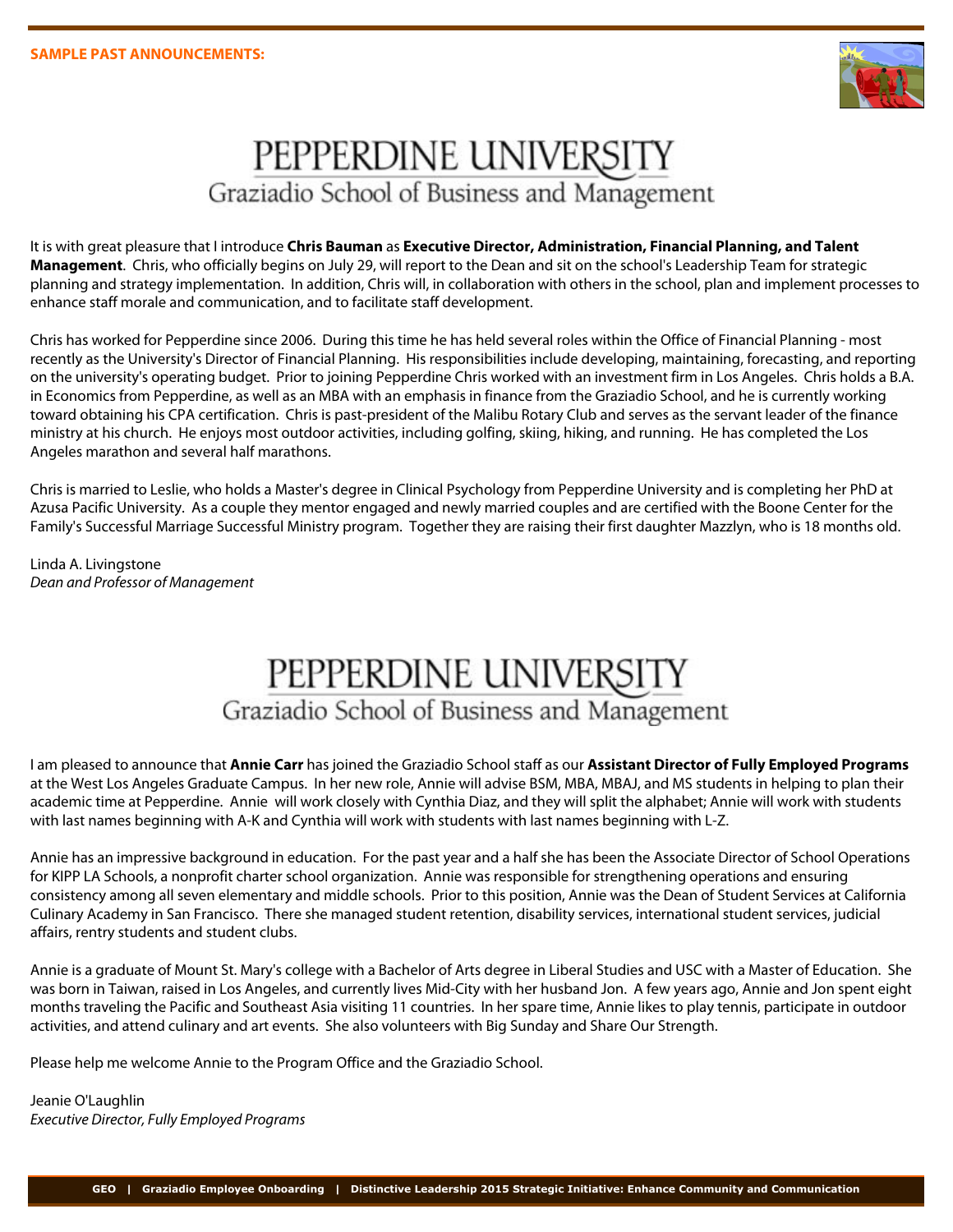**SAMPLE PAST ANNOUNCEMENTS:**

# PEPPERDINE UNIVERSITY
## Graziadio School of Business and Management

It is with great pleasure that I introduce **Chris Bauman** as **Executive Director, Administration, Financial Planning, and Talent Management**. Chris, who officially begins on July 29, will report to the Dean and sit on the school's Leadership Team for strategic planning and strategy implementation. In addition, Chris will, in collaboration with others in the school, plan and implement processes to enhance staff morale and communication, and to facilitate staff development.

Chris has worked for Pepperdine since 2006. During this time he has held several roles within the Office of Financial Planning - most recently as the University's Director of Financial Planning. His responsibilities include developing, maintaining, forecasting, and reporting on the university's operating budget. Prior to joining Pepperdine Chris worked with an investment firm in Los Angeles. Chris holds a B.A. in Economics from Pepperdine, as well as an MBA with an emphasis in finance from the Graziadio School, and he is currently working toward obtaining his CPA certification. Chris is past-president of the Malibu Rotary Club and serves as the servant leader of the finance ministry at his church. He enjoys most outdoor activities, including golfing, skiing, hiking, and running. He has completed the Los Angeles marathon and several half marathons.

Chris is married to Leslie, who holds a Master's degree in Clinical Psychology from Pepperdine University and is completing her PhD at Azusa Pacific University. As a couple they mentor engaged and newly married couples and are certified with the Boone Center for the Family's Successful Marriage Successful Ministry program. Together they are raising their first daughter Mazzlyn, who is 18 months old.

Linda A. Livingstone
*Dean and Professor of Management*

# PEPPERDINE UNIVERSITY
## Graziadio School of Business and Management

I am pleased to announce that **Annie Carr** has joined the Graziadio School staff as our **Assistant Director of Fully Employed Programs** at the West Los Angeles Graduate Campus. In her new role, Annie will advise BSM, MBA, MBAJ, and MS students in helping to plan their academic time at Pepperdine. Annie will work closely with Cynthia Diaz, and they will split the alphabet; Annie will work with students with last names beginning with A-K and Cynthia will work with students with last names beginning with L-Z.

Annie has an impressive background in education. For the past year and a half she has been the Associate Director of School Operations for KIPP LA Schools, a nonprofit charter school organization. Annie was responsible for strengthening operations and ensuring consistency among all seven elementary and middle schools. Prior to this position, Annie was the Dean of Student Services at California Culinary Academy in San Francisco. There she managed student retention, disability services, international student services, judicial affairs, rentry students and student clubs.

Annie is a graduate of Mount St. Mary's college with a Bachelor of Arts degree in Liberal Studies and USC with a Master of Education. She was born in Taiwan, raised in Los Angeles, and currently lives Mid-City with her husband Jon. A few years ago, Annie and Jon spent eight months traveling the Pacific and Southeast Asia visiting 11 countries. In her spare time, Annie likes to play tennis, participate in outdoor activities, and attend culinary and art events. She also volunteers with Big Sunday and Share Our Strength.

Please help me welcome Annie to the Program Office and the Graziadio School.

Jeanie O'Laughlin
*Executive Director, Fully Employed Programs*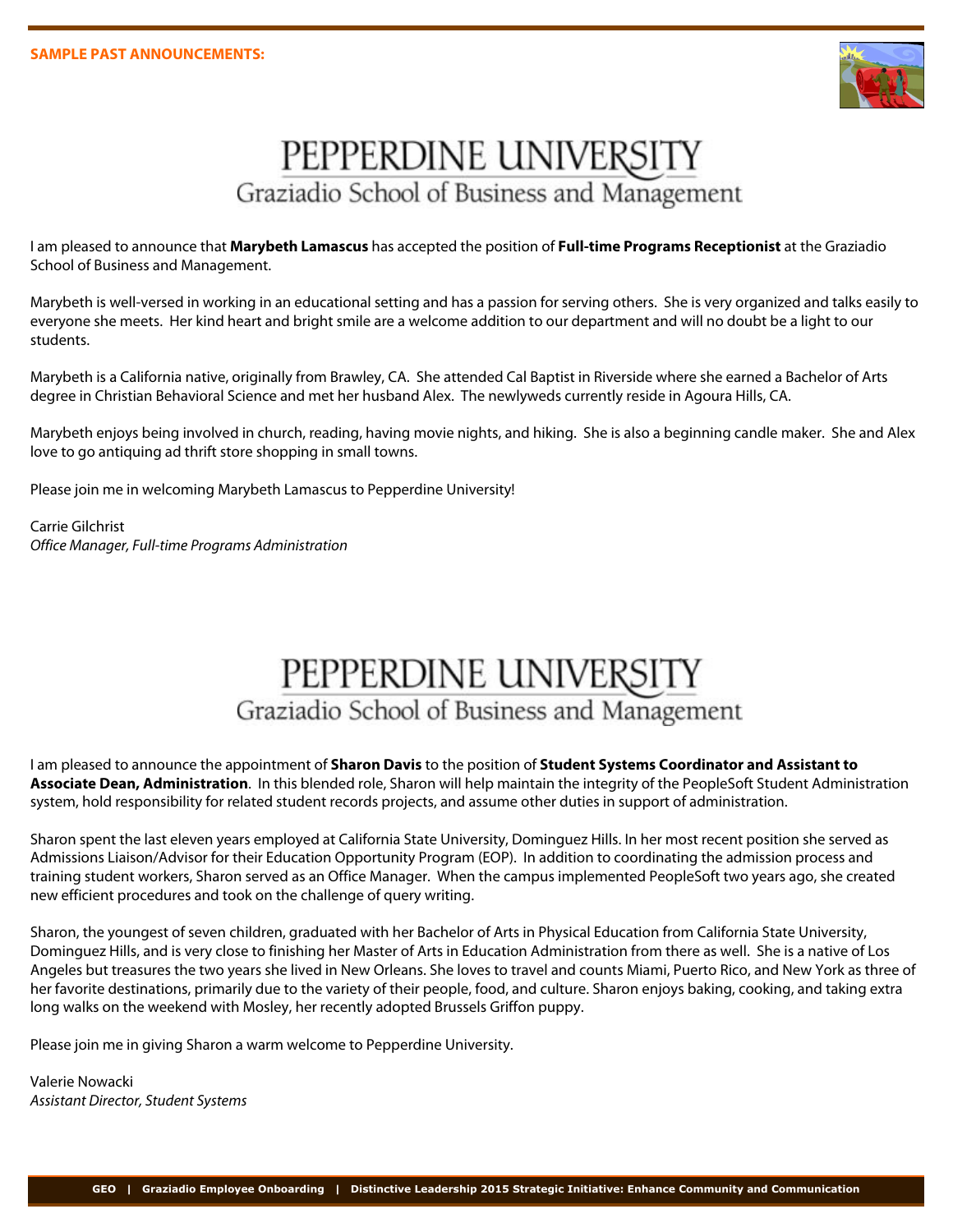**SAMPLE PAST ANNOUNCEMENTS:**

# PEPPERDINE UNIVERSITY
## Graziadio School of Business and Management

I am pleased to announce that **Marybeth Lamascus** has accepted the position of **Full-time Programs Receptionist** at the Graziadio School of Business and Management.

Marybeth is well-versed in working in an educational setting and has a passion for serving others. She is very organized and talks easily to everyone she meets. Her kind heart and bright smile are a welcome addition to our department and will no doubt be a light to our students.

Marybeth is a California native, originally from Brawley, CA. She attended Cal Baptist in Riverside where she earned a Bachelor of Arts degree in Christian Behavioral Science and met her husband Alex. The newlyweds currently reside in Agoura Hills, CA.

Marybeth enjoys being involved in church, reading, having movie nights, and hiking. She is also a beginning candle maker. She and Alex love to go antiquing ad thrift store shopping in small towns.

Please join me in welcoming Marybeth Lamascus to Pepperdine University!

Carrie Gilchrist
*Office Manager, Full-time Programs Administration*

# PEPPERDINE UNIVERSITY
## Graziadio School of Business and Management

I am pleased to announce the appointment of **Sharon Davis** to the position of **Student Systems Coordinator and Assistant to Associate Dean, Administration**. In this blended role, Sharon will help maintain the integrity of the PeopleSoft Student Administration system, hold responsibility for related student records projects, and assume other duties in support of administration.

Sharon spent the last eleven years employed at California State University, Dominguez Hills. In her most recent position she served as Admissions Liaison/Advisor for their Education Opportunity Program (EOP). In addition to coordinating the admission process and training student workers, Sharon served as an Office Manager. When the campus implemented PeopleSoft two years ago, she created new efficient procedures and took on the challenge of query writing.

Sharon, the youngest of seven children, graduated with her Bachelor of Arts in Physical Education from California State University, Dominguez Hills, and is very close to finishing her Master of Arts in Education Administration from there as well. She is a native of Los Angeles but treasures the two years she lived in New Orleans. She loves to travel and counts Miami, Puerto Rico, and New York as three of her favorite destinations, primarily due to the variety of their people, food, and culture. Sharon enjoys baking, cooking, and taking extra long walks on the weekend with Mosley, her recently adopted Brussels Griffon puppy.

Please join me in giving Sharon a warm welcome to Pepperdine University.

Valerie Nowacki
*Assistant Director, Student Systems*